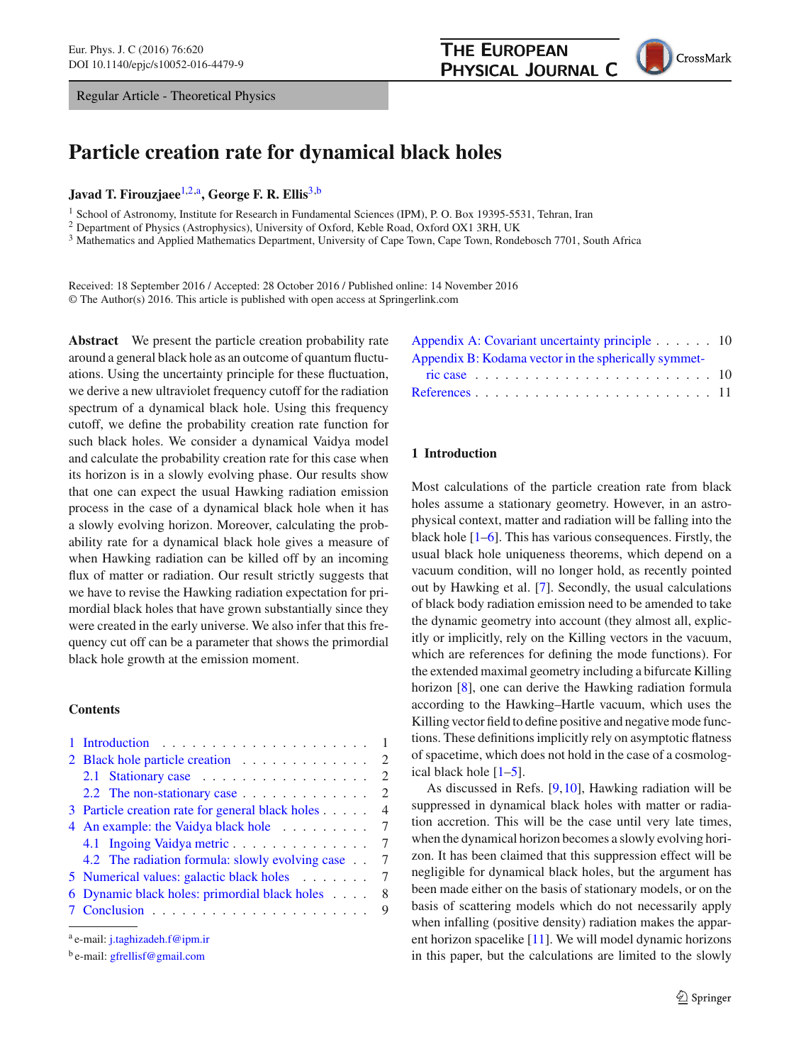Regular Article - Theoretical Physics

# Particle creation rate for dynamical black holes

**Javad T. Firouzjaee**[1,2,a], **George F. R. Ellis**[3,b]

[1] School of Astronomy, Institute for Research in Fundamental Sciences (IPM), P. O. Box 19395-5531, Tehran, Iran
[2] Department of Physics (Astrophysics), University of Oxford, Keble Road, Oxford OX1 3RH, UK
[3] Mathematics and Applied Mathematics Department, University of Cape Town, Cape Town, Rondebosch 7701, South Africa

Received: 18 September 2016 / Accepted: 28 October 2016 / Published online: 14 November 2016
© The Author(s) 2016. This article is published with open access at Springerlink.com

**Abstract** We present the particle creation probability rate around a general black hole as an outcome of quantum fluctuations. Using the uncertainty principle for these fluctuation, we derive a new ultraviolet frequency cutoff for the radiation spectrum of a dynamical black hole. Using this frequency cutoff, we define the probability creation rate function for such black holes. We consider a dynamical Vaidya model and calculate the probability creation rate for this case when its horizon is in a slowly evolving phase. Our results show that one can expect the usual Hawking radiation emission process in the case of a dynamical black hole when it has a slowly evolving horizon. Moreover, calculating the probability rate for a dynamical black hole gives a measure of when Hawking radiation can be killed off by an incoming flux of matter or radiation. Our result strictly suggests that we have to revise the Hawking radiation expectation for primordial black holes that have grown substantially since they were created in the early universe. We also infer that this frequency cut off can be a parameter that shows the primordial black hole growth at the emission moment.

**Contents**

1 Introduction . . . . . . . . . . . . . . . . . . . . . 1
2 Black hole particle creation . . . . . . . . . . . . . 2
  2.1 Stationary case . . . . . . . . . . . . . . . . . 2
  2.2 The non-stationary case . . . . . . . . . . . . . 2
3 Particle creation rate for general black holes . . . . . 4
4 An example: the Vaidya black hole . . . . . . . . . 7
  4.1 Ingoing Vaidya metric . . . . . . . . . . . . . . 7
  4.2 The radiation formula: slowly evolving case . . 7
5 Numerical values: galactic black holes . . . . . . . 7
6 Dynamic black holes: primordial black holes . . . . 8
7 Conclusion . . . . . . . . . . . . . . . . . . . . . 9
Appendix A: Covariant uncertainty principle . . . . . . 10
Appendix B: Kodama vector in the spherically symmetric case . . . . . . . . . . . . . . . . . . . . . . . . 10
References . . . . . . . . . . . . . . . . . . . . . . . 11

## 1 Introduction

Most calculations of the particle creation rate from black holes assume a stationary geometry. However, in an astrophysical context, matter and radiation will be falling into the black hole [1–6]. This has various consequences. Firstly, the usual black hole uniqueness theorems, which depend on a vacuum condition, will no longer hold, as recently pointed out by Hawking et al. [7]. Secondly, the usual calculations of black body radiation emission need to be amended to take the dynamic geometry into account (they almost all, explicitly or implicitly, rely on the Killing vectors in the vacuum, which are references for defining the mode functions). For the extended maximal geometry including a bifurcate Killing horizon [8], one can derive the Hawking radiation formula according to the Hawking–Hartle vacuum, which uses the Killing vector field to define positive and negative mode functions. These definitions implicitly rely on asymptotic flatness of spacetime, which does not hold in the case of a cosmological black hole [1–5].

As discussed in Refs. [9,10], Hawking radiation will be suppressed in dynamical black holes with matter or radiation accretion. This will be the case until very late times, when the dynamical horizon becomes a slowly evolving horizon. It has been claimed that this suppression effect will be negligible for dynamical black holes, but the argument has been made either on the basis of stationary models, or on the basis of scattering models which do not necessarily apply when infalling (positive density) radiation makes the apparent horizon spacelike [11]. We will model dynamic horizons in this paper, but the calculations are limited to the slowly

[a] e-mail: j.taghizadeh.f@ipm.ir
[b] e-mail: gfrellisf@gmail.com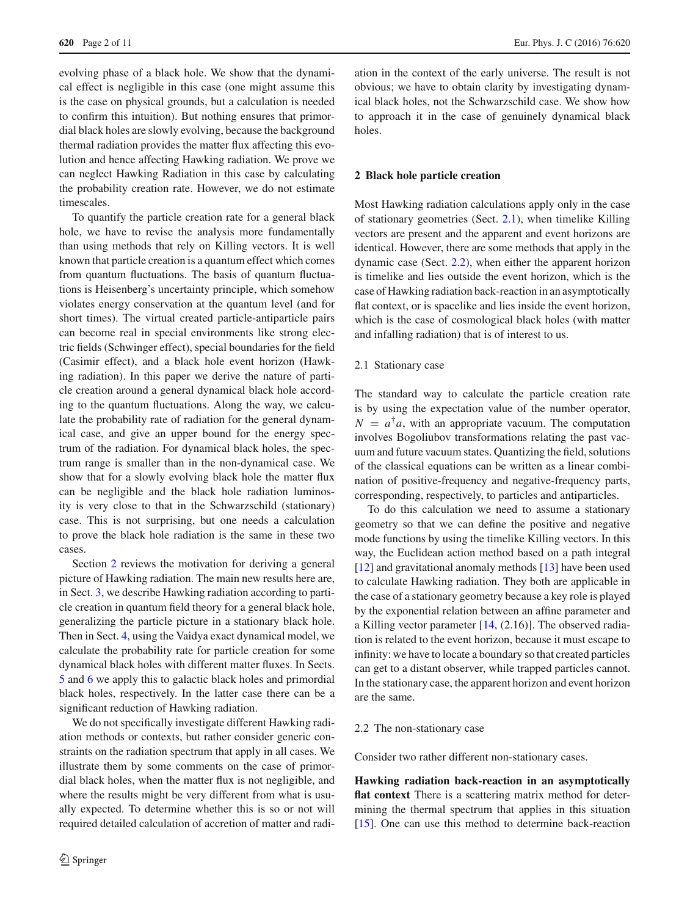evolving phase of a black hole. We show that the dynamical effect is negligible in this case (one might assume this is the case on physical grounds, but a calculation is needed to confirm this intuition). But nothing ensures that primordial black holes are slowly evolving, because the background thermal radiation provides the matter flux affecting this evolution and hence affecting Hawking radiation. We prove we can neglect Hawking Radiation in this case by calculating the probability creation rate. However, we do not estimate timescales.

To quantify the particle creation rate for a general black hole, we have to revise the analysis more fundamentally than using methods that rely on Killing vectors. It is well known that particle creation is a quantum effect which comes from quantum fluctuations. The basis of quantum fluctuations is Heisenberg's uncertainty principle, which somehow violates energy conservation at the quantum level (and for short times). The virtual created particle-antiparticle pairs can become real in special environments like strong electric fields (Schwinger effect), special boundaries for the field (Casimir effect), and a black hole event horizon (Hawking radiation). In this paper we derive the nature of particle creation around a general dynamical black hole according to the quantum fluctuations. Along the way, we calculate the probability rate of radiation for the general dynamical case, and give an upper bound for the energy spectrum of the radiation. For dynamical black holes, the spectrum range is smaller than in the non-dynamical case. We show that for a slowly evolving black hole the matter flux can be negligible and the black hole radiation luminosity is very close to that in the Schwarzschild (stationary) case. This is not surprising, but one needs a calculation to prove the black hole radiation is the same in these two cases.

Section 2 reviews the motivation for deriving a general picture of Hawking radiation. The main new results here are, in Sect. 3, we describe Hawking radiation according to particle creation in quantum field theory for a general black hole, generalizing the particle picture in a stationary black hole. Then in Sect. 4, using the Vaidya exact dynamical model, we calculate the probability rate for particle creation for some dynamical black holes with different matter fluxes. In Sects. 5 and 6 we apply this to galactic black holes and primordial black holes, respectively. In the latter case there can be a significant reduction of Hawking radiation.

We do not specifically investigate different Hawking radiation methods or contexts, but rather consider generic constraints on the radiation spectrum that apply in all cases. We illustrate them by some comments on the case of primordial black holes, when the matter flux is not negligible, and where the results might be very different from what is usually expected. To determine whether this is so or not will required detailed calculation of accretion of matter and radiation in the context of the early universe. The result is not obvious; we have to obtain clarity by investigating dynamical black holes, not the Schwarzschild case. We show how to approach it in the case of genuinely dynamical black holes.

## 2 Black hole particle creation

Most Hawking radiation calculations apply only in the case of stationary geometries (Sect. 2.1), when timelike Killing vectors are present and the apparent and event horizons are identical. However, there are some methods that apply in the dynamic case (Sect. 2.2), when either the apparent horizon is timelike and lies outside the event horizon, which is the case of Hawking radiation back-reaction in an asymptotically flat context, or is spacelike and lies inside the event horizon, which is the case of cosmological black holes (with matter and infalling radiation) that is of interest to us.

### 2.1 Stationary case

The standard way to calculate the particle creation rate is by using the expectation value of the number operator, $N = a^{\dagger}a$, with an appropriate vacuum. The computation involves Bogoliubov transformations relating the past vacuum and future vacuum states. Quantizing the field, solutions of the classical equations can be written as a linear combination of positive-frequency and negative-frequency parts, corresponding, respectively, to particles and antiparticles.

To do this calculation we need to assume a stationary geometry so that we can define the positive and negative mode functions by using the timelike Killing vectors. In this way, the Euclidean action method based on a path integral [12] and gravitational anomaly methods [13] have been used to calculate Hawking radiation. They both are applicable in the case of a stationary geometry because a key role is played by the exponential relation between an affine parameter and a Killing vector parameter [14, (2.16)]. The observed radiation is related to the event horizon, because it must escape to infinity: we have to locate a boundary so that created particles can get to a distant observer, while trapped particles cannot. In the stationary case, the apparent horizon and event horizon are the same.

### 2.2 The non-stationary case

Consider two rather different non-stationary cases.

**Hawking radiation back-reaction in an asymptotically flat context** There is a scattering matrix method for determining the thermal spectrum that applies in this situation [15]. One can use this method to determine back-reaction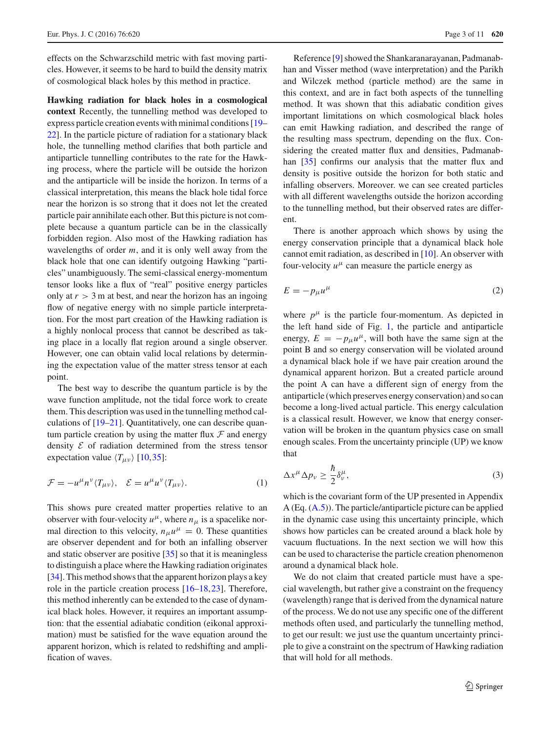effects on the Schwarzschild metric with fast moving particles. However, it seems to be hard to build the density matrix of cosmological black holes by this method in practice.

**Hawking radiation for black holes in a cosmological context** Recently, the tunnelling method was developed to express particle creation events with minimal conditions [19–22]. In the particle picture of radiation for a stationary black hole, the tunnelling method clarifies that both particle and antiparticle tunnelling contributes to the rate for the Hawking process, where the particle will be outside the horizon and the antiparticle will be inside the horizon. In terms of a classical interpretation, this means the black hole tidal force near the horizon is so strong that it does not let the created particle pair annihilate each other. But this picture is not complete because a quantum particle can be in the classically forbidden region. Also most of the Hawking radiation has wavelengths of order $m$, and it is only well away from the black hole that one can identify outgoing Hawking "particles" unambiguously. The semi-classical energy-momentum tensor looks like a flux of "real" positive energy particles only at $r > 3\,\text{m}$ at best, and near the horizon has an ingoing flow of negative energy with no simple particle interpretation. For the most part creation of the Hawking radiation is a highly nonlocal process that cannot be described as taking place in a locally flat region around a single observer. However, one can obtain valid local relations by determining the expectation value of the matter stress tensor at each point.

The best way to describe the quantum particle is by the wave function amplitude, not the tidal force work to create them. This description was used in the tunnelling method calculations of [19–21]. Quantitatively, one can describe quantum particle creation by using the matter flux $\mathcal{F}$ and energy density $\mathcal{E}$ of radiation determined from the stress tensor expectation value $\langle T_{\mu\nu}\rangle$ [10,35]:

$$\mathcal{F} = -u^{\mu}n^{\nu}\langle T_{\mu\nu}\rangle, \quad \mathcal{E} = u^{\mu}u^{\nu}\langle T_{\mu\nu}\rangle. \tag{1}$$

This shows pure created matter properties relative to an observer with four-velocity $u^{\mu}$, where $n_{\mu}$ is a spacelike normal direction to this velocity, $n_{\mu}u^{\mu} = 0$. These quantities are observer dependent and for both an infalling observer and static observer are positive [35] so that it is meaningless to distinguish a place where the Hawking radiation originates [34]. This method shows that the apparent horizon plays a key role in the particle creation process [16–18,23]. Therefore, this method inherently can be extended to the case of dynamical black holes. However, it requires an important assumption: that the essential adiabatic condition (eikonal approximation) must be satisfied for the wave equation around the apparent horizon, which is related to redshifting and amplification of waves.

Reference [9] showed the Shankaranarayanan, Padmanabhan and Visser method (wave interpretation) and the Parikh and Wilczek method (particle method) are the same in this context, and are in fact both aspects of the tunnelling method. It was shown that this adiabatic condition gives important limitations on which cosmological black holes can emit Hawking radiation, and described the range of the resulting mass spectrum, depending on the flux. Considering the created matter flux and densities, Padmanabhan [35] confirms our analysis that the matter flux and density is positive outside the horizon for both static and infalling observers. Moreover. we can see created particles with all different wavelengths outside the horizon according to the tunnelling method, but their observed rates are different.

There is another approach which shows by using the energy conservation principle that a dynamical black hole cannot emit radiation, as described in [10]. An observer with four-velocity $u^{\mu}$ can measure the particle energy as

$$E = -p_{\mu}u^{\mu} \tag{2}$$

where $p^{\mu}$ is the particle four-momentum. As depicted in the left hand side of Fig. 1, the particle and antiparticle energy, $E = -p_{\mu}u^{\mu}$, will both have the same sign at the point B and so energy conservation will be violated around a dynamical black hole if we have pair creation around the dynamical apparent horizon. But a created particle around the point A can have a different sign of energy from the antiparticle (which preserves energy conservation) and so can become a long-lived actual particle. This energy calculation is a classical result. However, we know that energy conservation will be broken in the quantum physics case on small enough scales. From the uncertainty principle (UP) we know that

$$\Delta x^{\mu}\Delta p_{\nu} \geq \frac{\hbar}{2}\delta^{\mu}_{\nu}, \tag{3}$$

which is the covariant form of the UP presented in Appendix A (Eq. (A.5)). The particle/antiparticle picture can be applied in the dynamic case using this uncertainty principle, which shows how particles can be created around a black hole by vacuum fluctuations. In the next section we will how this can be used to characterise the particle creation phenomenon around a dynamical black hole.

We do not claim that created particle must have a special wavelength, but rather give a constraint on the frequency (wavelength) range that is derived from the dynamical nature of the process. We do not use any specific one of the different methods often used, and particularly the tunnelling method, to get our result: we just use the quantum uncertainty principle to give a constraint on the spectrum of Hawking radiation that will hold for all methods.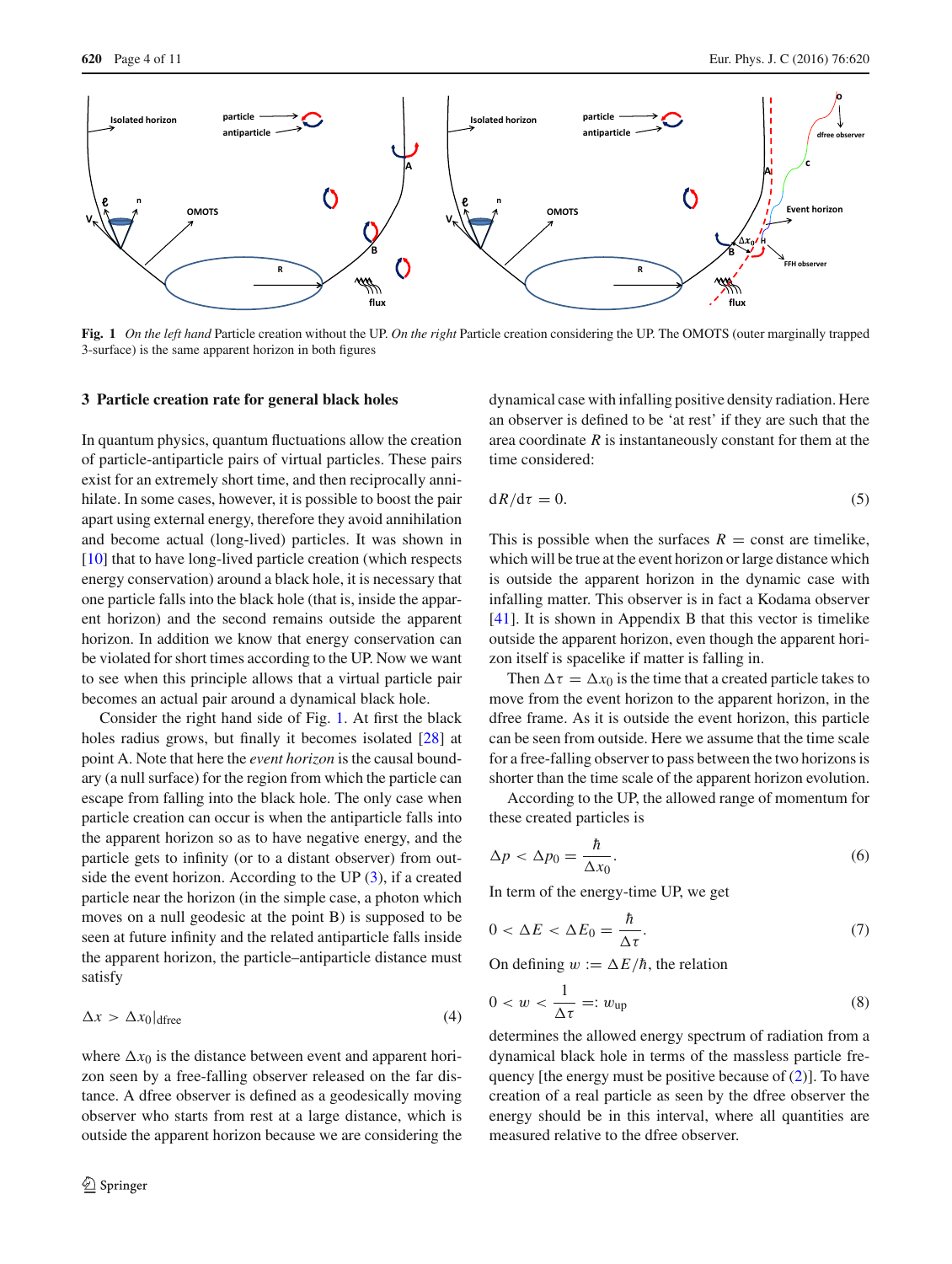**Fig. 1** *On the left hand* Particle creation without the UP. *On the right* Particle creation considering the UP. The OMOTS (outer marginally trapped 3-surface) is the same apparent horizon in both figures

## 3 Particle creation rate for general black holes

In quantum physics, quantum fluctuations allow the creation of particle-antiparticle pairs of virtual particles. These pairs exist for an extremely short time, and then reciprocally annihilate. In some cases, however, it is possible to boost the pair apart using external energy, therefore they avoid annihilation and become actual (long-lived) particles. It was shown in [10] that to have long-lived particle creation (which respects energy conservation) around a black hole, it is necessary that one particle falls into the black hole (that is, inside the apparent horizon) and the second remains outside the apparent horizon. In addition we know that energy conservation can be violated for short times according to the UP. Now we want to see when this principle allows that a virtual particle pair becomes an actual pair around a dynamical black hole.

Consider the right hand side of Fig. 1. At first the black holes radius grows, but finally it becomes isolated [28] at point A. Note that here the *event horizon* is the causal boundary (a null surface) for the region from which the particle can escape from falling into the black hole. The only case when particle creation can occur is when the antiparticle falls into the apparent horizon so as to have negative energy, and the particle gets to infinity (or to a distant observer) from outside the event horizon. According to the UP (3), if a created particle near the horizon (in the simple case, a photon which moves on a null geodesic at the point B) is supposed to be seen at future infinity and the related antiparticle falls inside the apparent horizon, the particle–antiparticle distance must satisfy

$$\Delta x > \Delta x_0|_{\text{dfree}} \tag{4}$$

where $\Delta x_0$ is the distance between event and apparent horizon seen by a free-falling observer released on the far distance. A dfree observer is defined as a geodesically moving observer who starts from rest at a large distance, which is outside the apparent horizon because we are considering the dynamical case with infalling positive density radiation. Here an observer is defined to be 'at rest' if they are such that the area coordinate $R$ is instantaneously constant for them at the time considered:

$$\mathrm{d}R/\mathrm{d}\tau = 0. \tag{5}$$

This is possible when the surfaces $R = \text{const}$ are timelike, which will be true at the event horizon or large distance which is outside the apparent horizon in the dynamic case with infalling matter. This observer is in fact a Kodama observer [41]. It is shown in Appendix B that this vector is timelike outside the apparent horizon, even though the apparent horizon itself is spacelike if matter is falling in.

Then $\Delta\tau = \Delta x_0$ is the time that a created particle takes to move from the event horizon to the apparent horizon, in the dfree frame. As it is outside the event horizon, this particle can be seen from outside. Here we assume that the time scale for a free-falling observer to pass between the two horizons is shorter than the time scale of the apparent horizon evolution.

According to the UP, the allowed range of momentum for these created particles is

$$\Delta p < \Delta p_0 = \frac{\hbar}{\Delta x_0}. \tag{6}$$

In term of the energy-time UP, we get

$$0 < \Delta E < \Delta E_0 = \frac{\hbar}{\Delta\tau}. \tag{7}$$

On defining $w := \Delta E/\hbar$, the relation

$$0 < w < \frac{1}{\Delta\tau} =: w_{\text{up}} \tag{8}$$

determines the allowed energy spectrum of radiation from a dynamical black hole in terms of the massless particle frequency [the energy must be positive because of (2)]. To have creation of a real particle as seen by the dfree observer the energy should be in this interval, where all quantities are measured relative to the dfree observer.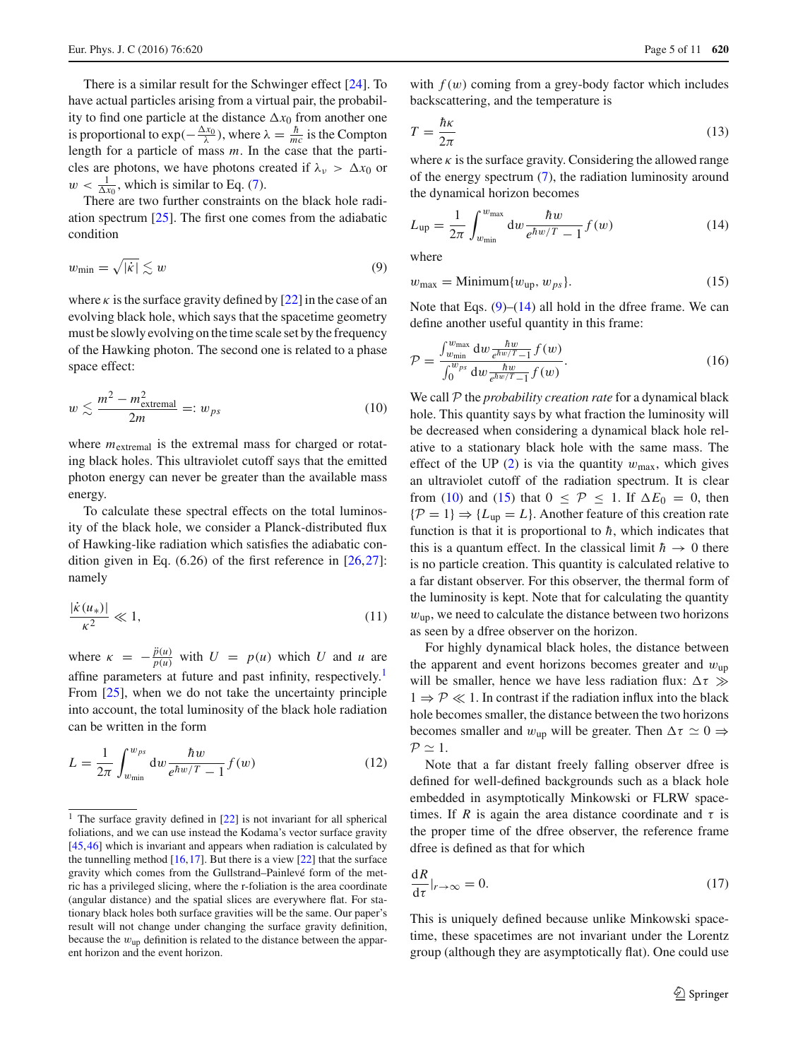There is a similar result for the Schwinger effect [24]. To have actual particles arising from a virtual pair, the probability to find one particle at the distance $\Delta x_0$ from another one is proportional to $\exp(-\frac{\Delta x_0}{\lambda})$, where $\lambda = \frac{\hbar}{mc}$ is the Compton length for a particle of mass $m$. In the case that the particles are photons, we have photons created if $\lambda_\nu > \Delta x_0$ or $w < \frac{1}{\Delta x_0}$, which is similar to Eq. (7).

There are two further constraints on the black hole radiation spectrum [25]. The first one comes from the adiabatic condition

$$w_{\min} = \sqrt{|\dot{\kappa}|} \lesssim w \tag{9}$$

where $\kappa$ is the surface gravity defined by [22] in the case of an evolving black hole, which says that the spacetime geometry must be slowly evolving on the time scale set by the frequency of the Hawking photon. The second one is related to a phase space effect:

$$w \lesssim \frac{m^2 - m^2_{\text{extremal}}}{2m} =: w_{ps} \tag{10}$$

where $m_{\text{extremal}}$ is the extremal mass for charged or rotating black holes. This ultraviolet cutoff says that the emitted photon energy can never be greater than the available mass energy.

To calculate these spectral effects on the total luminosity of the black hole, we consider a Planck-distributed flux of Hawking-like radiation which satisfies the adiabatic condition given in Eq. (6.26) of the first reference in [26,27]: namely

$$\frac{|\dot{\kappa}(u_*)|}{\kappa^2} \ll 1, \tag{11}$$

where $\kappa = -\frac{\ddot{p}(u)}{\dot{p}(u)}$ with $U = p(u)$ which $U$ and $u$ are affine parameters at future and past infinity, respectively.[1] From [25], when we do not take the uncertainty principle into account, the total luminosity of the black hole radiation can be written in the form

$$L = \frac{1}{2\pi} \int_{w_{\min}}^{w_{ps}} \mathrm{d}w \frac{\hbar w}{e^{\hbar w/T} - 1} f(w) \tag{12}$$

with $f(w)$ coming from a grey-body factor which includes backscattering, and the temperature is

$$T = \frac{\hbar \kappa}{2\pi} \tag{13}$$

where $\kappa$ is the surface gravity. Considering the allowed range of the energy spectrum (7), the radiation luminosity around the dynamical horizon becomes

$$L_{\text{up}} = \frac{1}{2\pi} \int_{w_{\min}}^{w_{\max}} \mathrm{d}w \frac{\hbar w}{e^{\hbar w/T} - 1} f(w) \tag{14}$$

where

$$w_{\max} = \text{Minimum}\{w_{\text{up}}, w_{ps}\}. \tag{15}$$

Note that Eqs. (9)–(14) all hold in the dfree frame. We can define another useful quantity in this frame:

$$\mathcal{P} = \frac{\int_{w_{\min}}^{w_{\max}} \mathrm{d}w \frac{\hbar w}{e^{\hbar w/T} - 1} f(w)}{\int_0^{w_{ps}} \mathrm{d}w \frac{\hbar w}{e^{\hbar w/T} - 1} f(w)}. \tag{16}$$

We call $\mathcal{P}$ the *probability creation rate* for a dynamical black hole. This quantity says by what fraction the luminosity will be decreased when considering a dynamical black hole relative to a stationary black hole with the same mass. The effect of the UP (2) is via the quantity $w_{\max}$, which gives an ultraviolet cutoff of the radiation spectrum. It is clear from (10) and (15) that $0 \le \mathcal{P} \le 1$. If $\Delta E_0 = 0$, then $\{\mathcal{P} = 1\} \Rightarrow \{L_{\text{up}} = L\}$. Another feature of this creation rate function is that it is proportional to $\hbar$, which indicates that this is a quantum effect. In the classical limit $\hbar \to 0$ there is no particle creation. This quantity is calculated relative to a far distant observer. For this observer, the thermal form of the luminosity is kept. Note that for calculating the quantity $w_{\text{up}}$, we need to calculate the distance between two horizons as seen by a dfree observer on the horizon.

For highly dynamical black holes, the distance between the apparent and event horizons becomes greater and $w_{\text{up}}$ will be smaller, hence we have less radiation flux: $\Delta\tau \gg 1 \Rightarrow \mathcal{P} \ll 1$. In contrast if the radiation influx into the black hole becomes smaller, the distance between the two horizons becomes smaller and $w_{\text{up}}$ will be greater. Then $\Delta\tau \simeq 0 \Rightarrow \mathcal{P} \simeq 1$.

Note that a far distant freely falling observer dfree is defined for well-defined backgrounds such as a black hole embedded in asymptotically Minkowski or FLRW spacetimes. If $R$ is again the area distance coordinate and $\tau$ is the proper time of the dfree observer, the reference frame dfree is defined as that for which

$$\frac{\mathrm{d}R}{\mathrm{d}\tau}\Big|_{r\to\infty} = 0. \tag{17}$$

This is uniquely defined because unlike Minkowski spacetime, these spacetimes are not invariant under the Lorentz group (although they are asymptotically flat). One could use

[1] The surface gravity defined in [22] is not invariant for all spherical foliations, and we can use instead the Kodama's vector surface gravity [45,46] which is invariant and appears when radiation is calculated by the tunnelling method [16,17]. But there is a view [22] that the surface gravity which comes from the Gullstrand–Painlevé form of the metric has a privileged slicing, where the r-foliation is the area coordinate (angular distance) and the spatial slices are everywhere flat. For stationary black holes both surface gravities will be the same. Our paper's result will not change under changing the surface gravity definition, because the $w_{\text{up}}$ definition is related to the distance between the apparent horizon and the event horizon.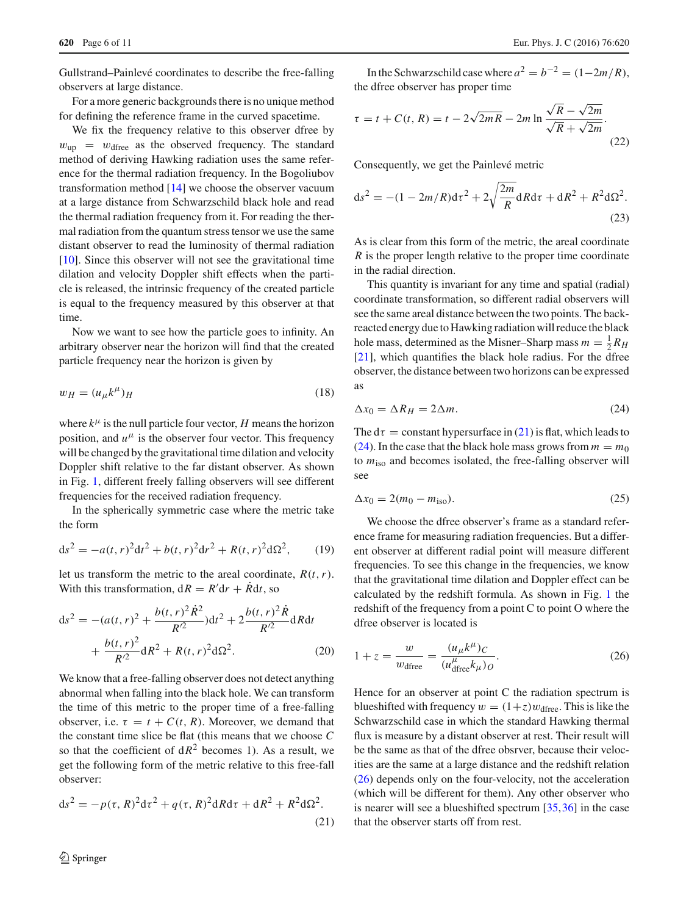Gullstrand–Painlevé coordinates to describe the free-falling observers at large distance.

For a more generic backgrounds there is no unique method for defining the reference frame in the curved spacetime.

We fix the frequency relative to this observer dfree by $w_{\rm up} = w_{\rm dfree}$ as the observed frequency. The standard method of deriving Hawking radiation uses the same reference for the thermal radiation frequency. In the Bogoliubov transformation method [14] we choose the observer vacuum at a large distance from Schwarzschild black hole and read the thermal radiation frequency from it. For reading the thermal radiation from the quantum stress tensor we use the same distant observer to read the luminosity of thermal radiation [10]. Since this observer will not see the gravitational time dilation and velocity Doppler shift effects when the particle is released, the intrinsic frequency of the created particle is equal to the frequency measured by this observer at that time.

Now we want to see how the particle goes to infinity. An arbitrary observer near the horizon will find that the created particle frequency near the horizon is given by

$$w_H = (u_\mu k^\mu)_H \tag{18}$$

where $k^\mu$ is the null particle four vector, $H$ means the horizon position, and $u^\mu$ is the observer four vector. This frequency will be changed by the gravitational time dilation and velocity Doppler shift relative to the far distant observer. As shown in Fig. 1, different freely falling observers will see different frequencies for the received radiation frequency.

In the spherically symmetric case where the metric take the form

$$\mathrm{d}s^2 = -a(t,r)^2\mathrm{d}t^2 + b(t,r)^2\mathrm{d}r^2 + R(t,r)^2\mathrm{d}\Omega^2, \tag{19}$$

let us transform the metric to the areal coordinate, $R(t,r)$. With this transformation, $\mathrm{d}R = R'\mathrm{d}r + \dot{R}\mathrm{d}t$, so

$$\mathrm{d}s^2 = -(a(t,r)^2 + \frac{b(t,r)^2\dot{R}^2}{R'^2})\mathrm{d}t^2 + 2\frac{b(t,r)^2\dot{R}}{R'^2}\mathrm{d}R\mathrm{d}t + \frac{b(t,r)^2}{R'^2}\mathrm{d}R^2 + R(t,r)^2\mathrm{d}\Omega^2. \tag{20}$$

We know that a free-falling observer does not detect anything abnormal when falling into the black hole. We can transform the time of this metric to the proper time of a free-falling observer, i.e. $\tau = t + C(t,R)$. Moreover, we demand that the constant time slice be flat (this means that we choose $C$ so that the coefficient of $\mathrm{d}R^2$ becomes 1). As a result, we get the following form of the metric relative to this free-fall observer:

$$\mathrm{d}s^2 = -p(\tau,R)^2\mathrm{d}\tau^2 + q(\tau,R)^2\mathrm{d}R\mathrm{d}\tau + \mathrm{d}R^2 + R^2\mathrm{d}\Omega^2. \tag{21}$$

In the Schwarzschild case where $a^2 = b^{-2} = (1-2m/R)$, the dfree observer has proper time

$$\tau = t + C(t,R) = t - 2\sqrt{2mR} - 2m\ln\frac{\sqrt{R}-\sqrt{2m}}{\sqrt{R}+\sqrt{2m}}. \tag{22}$$

Consequently, we get the Painlevé metric

$$\mathrm{d}s^2 = -(1-2m/R)\mathrm{d}\tau^2 + 2\sqrt{\frac{2m}{R}}\mathrm{d}R\mathrm{d}\tau + \mathrm{d}R^2 + R^2\mathrm{d}\Omega^2. \tag{23}$$

As is clear from this form of the metric, the areal coordinate $R$ is the proper length relative to the proper time coordinate in the radial direction.

This quantity is invariant for any time and spatial (radial) coordinate transformation, so different radial observers will see the same areal distance between the two points. The back-reacted energy due to Hawking radiation will reduce the black hole mass, determined as the Misner–Sharp mass $m = \frac{1}{2}R_H$ [21], which quantifies the black hole radius. For the dfree observer, the distance between two horizons can be expressed as

$$\Delta x_0 = \Delta R_H = 2\Delta m. \tag{24}$$

The $\mathrm{d}\tau =$ constant hypersurface in (21) is flat, which leads to (24). In the case that the black hole mass grows from $m = m_0$ to $m_{\rm iso}$ and becomes isolated, the free-falling observer will see

$$\Delta x_0 = 2(m_0 - m_{\rm iso}). \tag{25}$$

We choose the dfree observer's frame as a standard reference frame for measuring radiation frequencies. But a different observer at different radial point will measure different frequencies. To see this change in the frequencies, we know that the gravitational time dilation and Doppler effect can be calculated by the redshift formula. As shown in Fig. 1 the redshift of the frequency from a point C to point O where the dfree observer is located is

$$1 + z = \frac{w}{w_{\rm dfree}} = \frac{(u_\mu k^\mu)_C}{(u^\mu_{\rm dfree}k_\mu)_O}. \tag{26}$$

Hence for an observer at point C the radiation spectrum is blueshifted with frequency $w = (1+z)w_{\rm dfree}$. This is like the Schwarzschild case in which the standard Hawking thermal flux is measure by a distant observer at rest. Their result will be the same as that of the dfree obsrver, because their velocities are the same at a large distance and the redshift relation (26) depends only on the four-velocity, not the acceleration (which will be different for them). Any other observer who is nearer will see a blueshifted spectrum [35,36] in the case that the observer starts off from rest.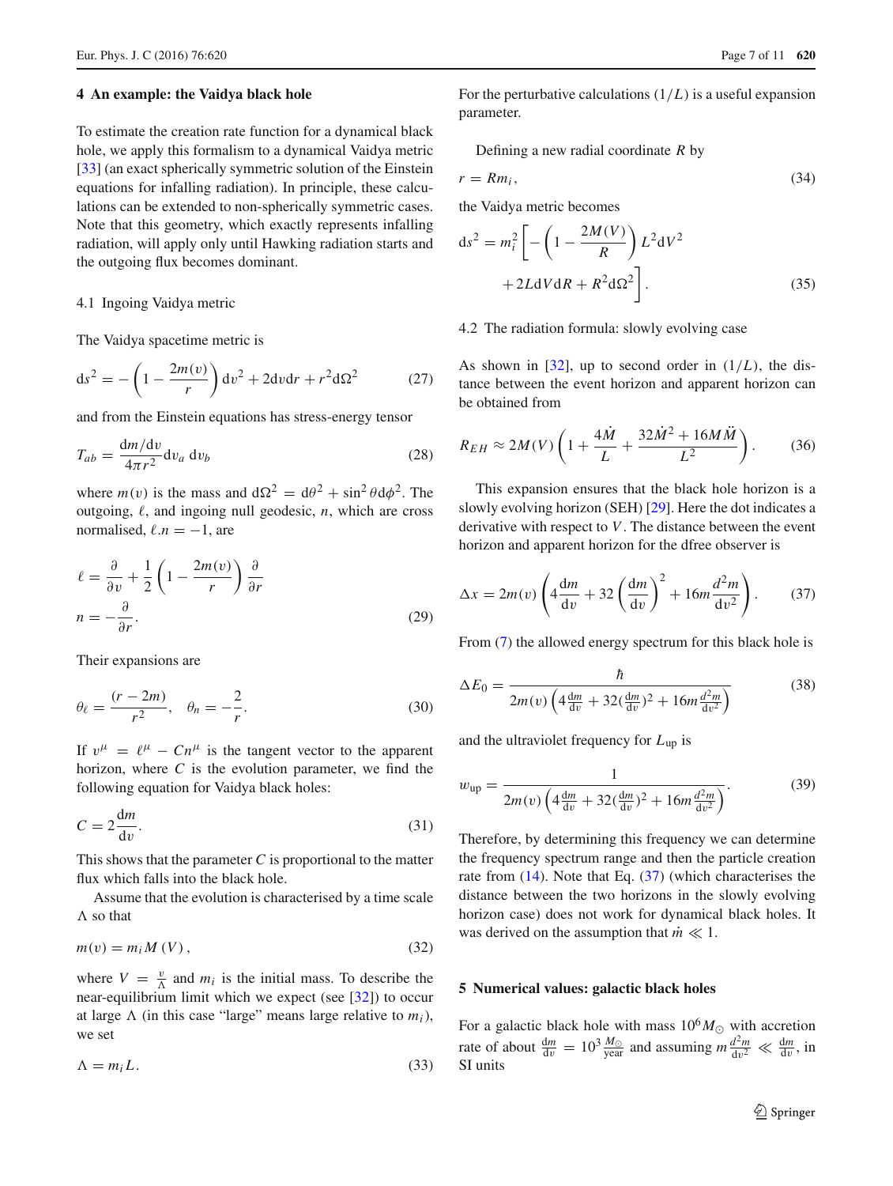## 4 An example: the Vaidya black hole

To estimate the creation rate function for a dynamical black hole, we apply this formalism to a dynamical Vaidya metric [33] (an exact spherically symmetric solution of the Einstein equations for infalling radiation). In principle, these calculations can be extended to non-spherically symmetric cases. Note that this geometry, which exactly represents infalling radiation, will apply only until Hawking radiation starts and the outgoing flux becomes dominant.

### 4.1 Ingoing Vaidya metric

The Vaidya spacetime metric is

$$ds^2 = -\left(1 - \frac{2m(v)}{r}\right) dv^2 + 2dvdr + r^2 d\Omega^2 \tag{27}$$

and from the Einstein equations has stress-energy tensor

$$T_{ab} = \frac{dm/dv}{4\pi r^2} dv_a \, dv_b \tag{28}$$

where $m(v)$ is the mass and $d\Omega^2 = d\theta^2 + \sin^2\theta d\phi^2$. The outgoing, $\ell$, and ingoing null geodesic, $n$, which are cross normalised, $\ell.n = -1$, are

$$\ell = \frac{\partial}{\partial v} + \frac{1}{2}\left(1 - \frac{2m(v)}{r}\right)\frac{\partial}{\partial r}$$
$$n = -\frac{\partial}{\partial r}. \tag{29}$$

Their expansions are

$$\theta_\ell = \frac{(r-2m)}{r^2}, \quad \theta_n = -\frac{2}{r}. \tag{30}$$

If $v^\mu = \ell^\mu - Cn^\mu$ is the tangent vector to the apparent horizon, where $C$ is the evolution parameter, we find the following equation for Vaidya black holes:

$$C = 2\frac{dm}{dv}. \tag{31}$$

This shows that the parameter $C$ is proportional to the matter flux which falls into the black hole.

Assume that the evolution is characterised by a time scale $\Lambda$ so that

$$m(v) = m_i M(V), \tag{32}$$

where $V = \frac{v}{\Lambda}$ and $m_i$ is the initial mass. To describe the near-equilibrium limit which we expect (see [32]) to occur at large $\Lambda$ (in this case "large" means large relative to $m_i$), we set

$$\Lambda = m_i L. \tag{33}$$

For the perturbative calculations $(1/L)$ is a useful expansion parameter.

Defining a new radial coordinate $R$ by

$$r = Rm_i, \tag{34}$$

the Vaidya metric becomes

$$ds^2 = m_i^2\left[-\left(1 - \frac{2M(V)}{R}\right)L^2 dV^2 + 2LdVdR + R^2 d\Omega^2\right]. \tag{35}$$

### 4.2 The radiation formula: slowly evolving case

As shown in [32], up to second order in $(1/L)$, the distance between the event horizon and apparent horizon can be obtained from

$$R_{EH} \approx 2M(V)\left(1 + \frac{4\dot{M}}{L} + \frac{32\dot{M}^2 + 16M\ddot{M}}{L^2}\right). \tag{36}$$

This expansion ensures that the black hole horizon is a slowly evolving horizon (SEH) [29]. Here the dot indicates a derivative with respect to $V$. The distance between the event horizon and apparent horizon for the dfree observer is

$$\Delta x = 2m(v)\left(4\frac{dm}{dv} + 32\left(\frac{dm}{dv}\right)^2 + 16m\frac{d^2m}{dv^2}\right). \tag{37}$$

From (7) the allowed energy spectrum for this black hole is

$$\Delta E_0 = \frac{\hbar}{2m(v)\left(4\frac{dm}{dv} + 32(\frac{dm}{dv})^2 + 16m\frac{d^2m}{dv^2}\right)} \tag{38}$$

and the ultraviolet frequency for $L_{\rm up}$ is

$$w_{\rm up} = \frac{1}{2m(v)\left(4\frac{dm}{dv} + 32(\frac{dm}{dv})^2 + 16m\frac{d^2m}{dv^2}\right)}. \tag{39}$$

Therefore, by determining this frequency we can determine the frequency spectrum range and then the particle creation rate from (14). Note that Eq. (37) (which characterises the distance between the two horizons in the slowly evolving horizon case) does not work for dynamical black holes. It was derived on the assumption that $\dot{m} \ll 1$.

## 5 Numerical values: galactic black holes

For a galactic black hole with mass $10^6 M_\odot$ with accretion rate of about $\frac{dm}{dv} = 10^3 \frac{M_\odot}{\text{year}}$ and assuming $m\frac{d^2m}{dv^2} \ll \frac{dm}{dv}$, in SI units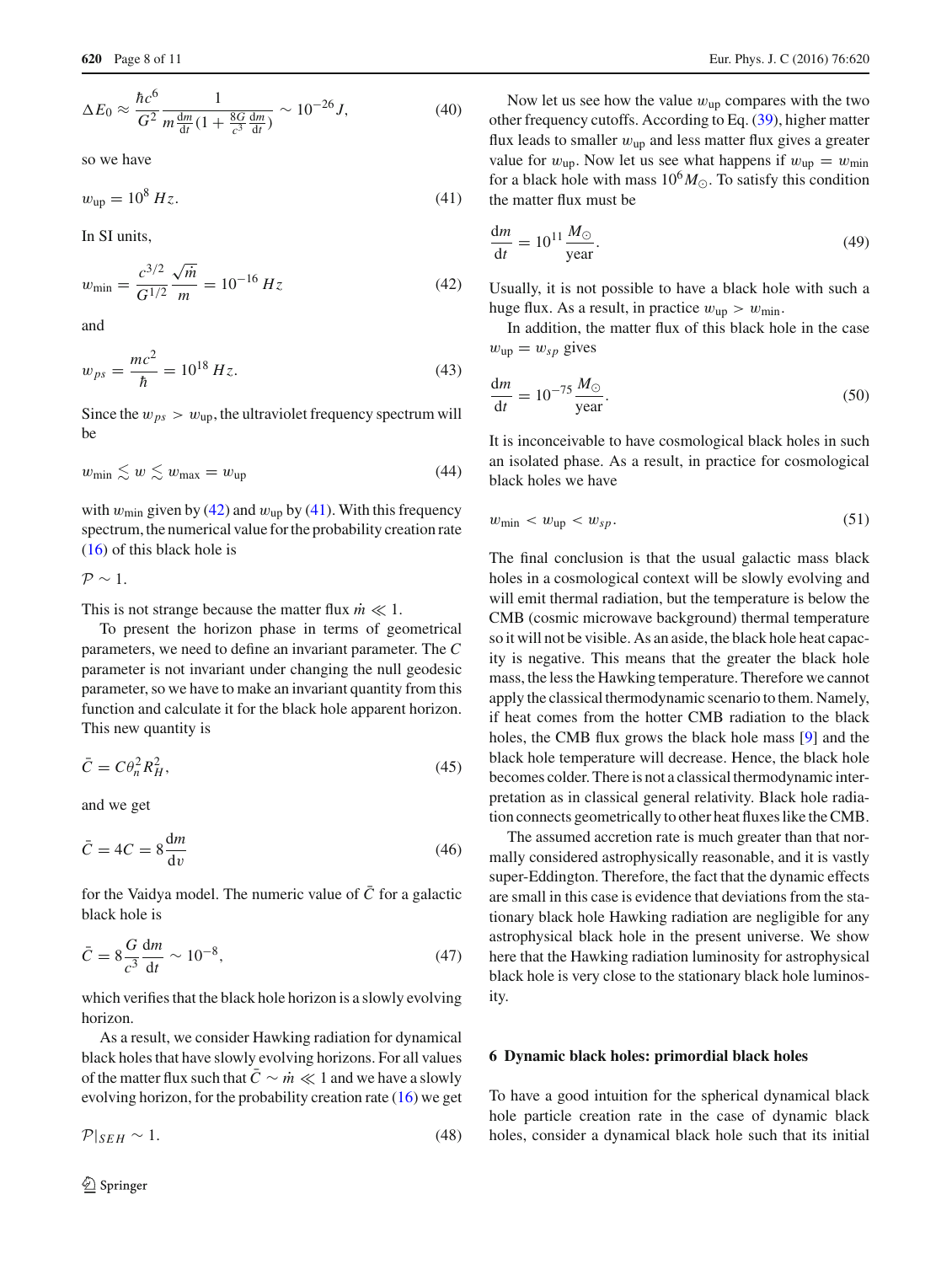$$\Delta E_0 \approx \frac{\hbar c^6}{G^2} \frac{1}{m \frac{\mathrm{d}m}{\mathrm{d}t}(1 + \frac{8G}{c^3}\frac{\mathrm{d}m}{\mathrm{d}t})} \sim 10^{-26} J, \tag{40}$$

so we have

$$w_{\mathrm{up}} = 10^8 \, Hz. \tag{41}$$

In SI units,

$$w_{\min} = \frac{c^{3/2}}{G^{1/2}} \frac{\sqrt{\dot{m}}}{m} = 10^{-16} \, Hz \tag{42}$$

and

$$w_{ps} = \frac{mc^2}{\hbar} = 10^{18} \, Hz. \tag{43}$$

Since the $w_{ps} > w_{\mathrm{up}}$, the ultraviolet frequency spectrum will be

$$w_{\min} \lesssim w \lesssim w_{\max} = w_{\mathrm{up}} \tag{44}$$

with $w_{\min}$ given by (42) and $w_{\mathrm{up}}$ by (41). With this frequency spectrum, the numerical value for the probability creation rate (16) of this black hole is

$\mathcal{P} \sim 1.$

This is not strange because the matter flux $\dot{m} \ll 1$.

To present the horizon phase in terms of geometrical parameters, we need to define an invariant parameter. The $C$ parameter is not invariant under changing the null geodesic parameter, so we have to make an invariant quantity from this function and calculate it for the black hole apparent horizon. This new quantity is

$$\bar{C} = C\theta_n^2 R_H^2, \tag{45}$$

and we get

$$\bar{C} = 4C = 8\frac{\mathrm{d}m}{\mathrm{d}v} \tag{46}$$

for the Vaidya model. The numeric value of $\bar{C}$ for a galactic black hole is

$$\bar{C} = 8\frac{G}{c^3}\frac{\mathrm{d}m}{\mathrm{d}t} \sim 10^{-8}, \tag{47}$$

which verifies that the black hole horizon is a slowly evolving horizon.

As a result, we consider Hawking radiation for dynamical black holes that have slowly evolving horizons. For all values of the matter flux such that $\bar{C} \sim \dot{m} \ll 1$ and we have a slowly evolving horizon, for the probability creation rate (16) we get

$$\mathcal{P}|_{SEH} \sim 1. \tag{48}$$

Now let us see how the value $w_{\mathrm{up}}$ compares with the two other frequency cutoffs. According to Eq. (39), higher matter flux leads to smaller $w_{\mathrm{up}}$ and less matter flux gives a greater value for $w_{\mathrm{up}}$. Now let us see what happens if $w_{\mathrm{up}} = w_{\min}$ for a black hole with mass $10^6 M_{\odot}$. To satisfy this condition the matter flux must be

$$\frac{\mathrm{d}m}{\mathrm{d}t} = 10^{11} \frac{M_{\odot}}{\mathrm{year}}. \tag{49}$$

Usually, it is not possible to have a black hole with such a huge flux. As a result, in practice $w_{\mathrm{up}} > w_{\min}$.

In addition, the matter flux of this black hole in the case $w_{\mathrm{up}} = w_{sp}$ gives

$$\frac{\mathrm{d}m}{\mathrm{d}t} = 10^{-75} \frac{M_{\odot}}{\mathrm{year}}. \tag{50}$$

It is inconceivable to have cosmological black holes in such an isolated phase. As a result, in practice for cosmological black holes we have

$$w_{\min} < w_{\mathrm{up}} < w_{sp}. \tag{51}$$

The final conclusion is that the usual galactic mass black holes in a cosmological context will be slowly evolving and will emit thermal radiation, but the temperature is below the CMB (cosmic microwave background) thermal temperature so it will not be visible. As an aside, the black hole heat capacity is negative. This means that the greater the black hole mass, the less the Hawking temperature. Therefore we cannot apply the classical thermodynamic scenario to them. Namely, if heat comes from the hotter CMB radiation to the black holes, the CMB flux grows the black hole mass [9] and the black hole temperature will decrease. Hence, the black hole becomes colder. There is not a classical thermodynamic interpretation as in classical general relativity. Black hole radiation connects geometrically to other heat fluxes like the CMB.

The assumed accretion rate is much greater than that normally considered astrophysically reasonable, and it is vastly super-Eddington. Therefore, the fact that the dynamic effects are small in this case is evidence that deviations from the stationary black hole Hawking radiation are negligible for any astrophysical black hole in the present universe. We show here that the Hawking radiation luminosity for astrophysical black hole is very close to the stationary black hole luminosity.

## 6 Dynamic black holes: primordial black holes

To have a good intuition for the spherical dynamical black hole particle creation rate in the case of dynamic black holes, consider a dynamical black hole such that its initial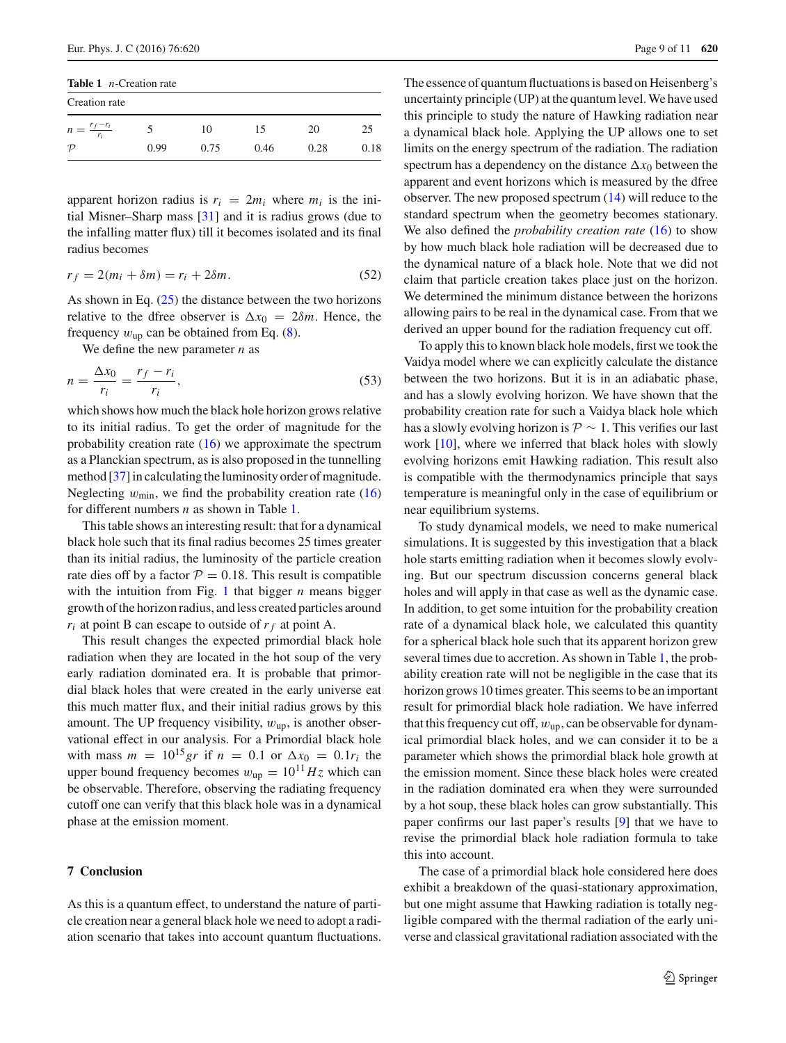**Table 1** $n$-Creation rate

| Creation rate | | | | | |
|---|---|---|---|---|---|
| $n = \frac{r_f - r_i}{r_i}$ | 5 | 10 | 15 | 20 | 25 |
| $\mathcal{P}$ | 0.99 | 0.75 | 0.46 | 0.28 | 0.18 |

apparent horizon radius is $r_i = 2m_i$ where $m_i$ is the initial Misner–Sharp mass [31] and it is radius grows (due to the infalling matter flux) till it becomes isolated and its final radius becomes

$$r_f = 2(m_i + \delta m) = r_i + 2\delta m. \tag{52}$$

As shown in Eq. (25) the distance between the two horizons relative to the dfree observer is $\Delta x_0 = 2\delta m$. Hence, the frequency $w_{\rm up}$ can be obtained from Eq. (8).

We define the new parameter $n$ as

$$n = \frac{\Delta x_0}{r_i} = \frac{r_f - r_i}{r_i}, \tag{53}$$

which shows how much the black hole horizon grows relative to its initial radius. To get the order of magnitude for the probability creation rate (16) we approximate the spectrum as a Planckian spectrum, as is also proposed in the tunnelling method [37] in calculating the luminosity order of magnitude. Neglecting $w_{\rm min}$, we find the probability creation rate (16) for different numbers $n$ as shown in Table 1.

This table shows an interesting result: that for a dynamical black hole such that its final radius becomes 25 times greater than its initial radius, the luminosity of the particle creation rate dies off by a factor $\mathcal{P} = 0.18$. This result is compatible with the intuition from Fig. 1 that bigger $n$ means bigger growth of the horizon radius, and less created particles around $r_i$ at point B can escape to outside of $r_f$ at point A.

This result changes the expected primordial black hole radiation when they are located in the hot soup of the very early radiation dominated era. It is probable that primordial black holes that were created in the early universe eat this much matter flux, and their initial radius grows by this amount. The UP frequency visibility, $w_{\rm up}$, is another observational effect in our analysis. For a Primordial black hole with mass $m = 10^{15} gr$ if $n = 0.1$ or $\Delta x_0 = 0.1 r_i$ the upper bound frequency becomes $w_{\rm up} = 10^{11} Hz$ which can be observable. Therefore, observing the radiating frequency cutoff one can verify that this black hole was in a dynamical phase at the emission moment.

## 7 Conclusion

As this is a quantum effect, to understand the nature of particle creation near a general black hole we need to adopt a radiation scenario that takes into account quantum fluctuations. The essence of quantum fluctuations is based on Heisenberg's uncertainty principle (UP) at the quantum level. We have used this principle to study the nature of Hawking radiation near a dynamical black hole. Applying the UP allows one to set limits on the energy spectrum of the radiation. The radiation spectrum has a dependency on the distance $\Delta x_0$ between the apparent and event horizons which is measured by the dfree observer. The new proposed spectrum (14) will reduce to the standard spectrum when the geometry becomes stationary. We also defined the *probability creation rate* (16) to show by how much black hole radiation will be decreased due to the dynamical nature of a black hole. Note that we did not claim that particle creation takes place just on the horizon. We determined the minimum distance between the horizons allowing pairs to be real in the dynamical case. From that we derived an upper bound for the radiation frequency cut off.

To apply this to known black hole models, first we took the Vaidya model where we can explicitly calculate the distance between the two horizons. But it is in an adiabatic phase, and has a slowly evolving horizon. We have shown that the probability creation rate for such a Vaidya black hole which has a slowly evolving horizon is $\mathcal{P} \sim 1$. This verifies our last work [10], where we inferred that black holes with slowly evolving horizons emit Hawking radiation. This result also is compatible with the thermodynamics principle that says temperature is meaningful only in the case of equilibrium or near equilibrium systems.

To study dynamical models, we need to make numerical simulations. It is suggested by this investigation that a black hole starts emitting radiation when it becomes slowly evolving. But our spectrum discussion concerns general black holes and will apply in that case as well as the dynamic case. In addition, to get some intuition for the probability creation rate of a dynamical black hole, we calculated this quantity for a spherical black hole such that its apparent horizon grew several times due to accretion. As shown in Table 1, the probability creation rate will not be negligible in the case that its horizon grows 10 times greater. This seems to be an important result for primordial black hole radiation. We have inferred that this frequency cut off, $w_{\rm up}$, can be observable for dynamical primordial black holes, and we can consider it to be a parameter which shows the primordial black hole growth at the emission moment. Since these black holes were created in the radiation dominated era when they were surrounded by a hot soup, these black holes can grow substantially. This paper confirms our last paper's results [9] that we have to revise the primordial black hole radiation formula to take this into account.

The case of a primordial black hole considered here does exhibit a breakdown of the quasi-stationary approximation, but one might assume that Hawking radiation is totally negligible compared with the thermal radiation of the early universe and classical gravitational radiation associated with the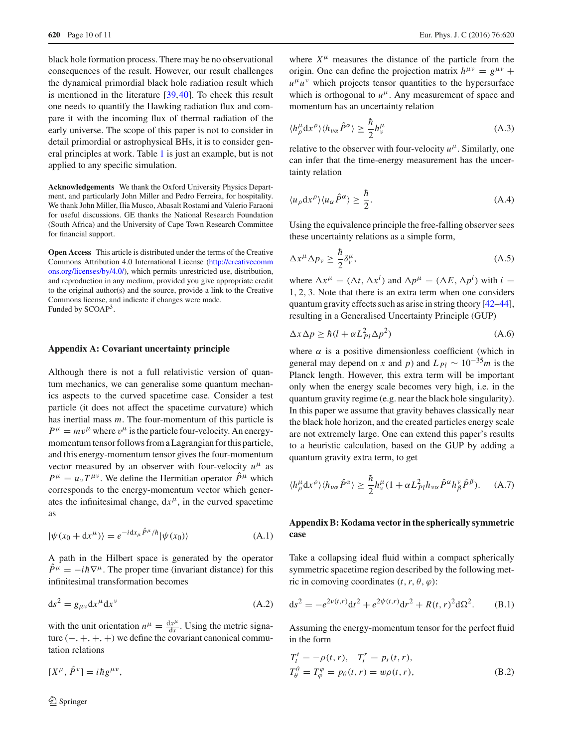black hole formation process. There may be no observational consequences of the result. However, our result challenges the dynamical primordial black hole radiation result which is mentioned in the literature [39,40]. To check this result one needs to quantify the Hawking radiation flux and compare it with the incoming flux of thermal radiation of the early universe. The scope of this paper is not to consider in detail primordial or astrophysical BHs, it is to consider general principles at work. Table 1 is just an example, but is not applied to any specific simulation.

**Acknowledgements** We thank the Oxford University Physics Department, and particularly John Miller and Pedro Ferreira, for hospitality. We thank John Miller, Ilia Musco, Abasalt Rostami and Valerio Faraoni for useful discussions. GE thanks the National Research Foundation (South Africa) and the University of Cape Town Research Committee for financial support.

**Open Access** This article is distributed under the terms of the Creative Commons Attribution 4.0 International License (http://creativecommons.org/licenses/by/4.0/), which permits unrestricted use, distribution, and reproduction in any medium, provided you give appropriate credit to the original author(s) and the source, provide a link to the Creative Commons license, and indicate if changes were made.
Funded by SCOAP[3].

## Appendix A: Covariant uncertainty principle

Although there is not a full relativistic version of quantum mechanics, we can generalise some quantum mechanics aspects to the curved spacetime case. Consider a test particle (it does not affect the spacetime curvature) which has inertial mass $m$. The four-momentum of this particle is $P^\mu = mv^\mu$ where $v^\mu$ is the particle four-velocity. An energy-momentum tensor follows from a Lagrangian for this particle, and this energy-momentum tensor gives the four-momentum vector measured by an observer with four-velocity $u^\mu$ as $P^\mu = u_\nu T^{\mu\nu}$. We define the Hermitian operator $\hat{P}^\mu$ which corresponds to the energy-momentum vector which generates the infinitesimal change, $\mathrm{d}x^\mu$, in the curved spacetime as

$$|\psi(x_0 + \mathrm{d}x^\mu)\rangle = e^{-i\mathrm{d}x_\mu \hat{P}^\mu/\hbar}|\psi(x_0)\rangle \tag{A.1}$$

A path in the Hilbert space is generated by the operator $\hat{P}^\mu = -i\hbar\nabla^\mu$. The proper time (invariant distance) for this infinitesimal transformation becomes

$$\mathrm{d}s^2 = g_{\mu\nu}\mathrm{d}x^\mu \mathrm{d}x^\nu \tag{A.2}$$

with the unit orientation $n^\mu = \frac{\mathrm{d}x^\mu}{\mathrm{d}s}$. Using the metric signature $(-,+,+,+)$ we define the covariant canonical commutation relations

$$[X^\mu, \hat{P}^\nu] = i\hbar g^{\mu\nu},$$

where $X^\mu$ measures the distance of the particle from the origin. One can define the projection matrix $h^{\mu\nu} = g^{\mu\nu} + u^\mu u^\nu$ which projects tensor quantities to the hypersurface which is orthogonal to $u^\mu$. Any measurement of space and momentum has an uncertainty relation

$$\langle h^\mu_\rho \mathrm{d}x^\rho\rangle\langle h_{\nu\alpha}\hat{P}^\alpha\rangle \geq \frac{\hbar}{2}h^\mu_\nu \tag{A.3}$$

relative to the observer with four-velocity $u^\mu$. Similarly, one can infer that the time-energy measurement has the uncertainty relation

$$\langle u_\rho \mathrm{d}x^\rho\rangle\langle u_\alpha\hat{P}^\alpha\rangle \geq \frac{\hbar}{2}. \tag{A.4}$$

Using the equivalence principle the free-falling observer sees these uncertainty relations as a simple form,

$$\Delta x^\mu \Delta p_\nu \geq \frac{\hbar}{2}\delta^\mu_\nu, \tag{A.5}$$

where $\Delta x^\mu = (\Delta t, \Delta x^i)$ and $\Delta p^\mu = (\Delta E, \Delta p^i)$ with $i = 1, 2, 3$. Note that there is an extra term when one considers quantum gravity effects such as arise in string theory [42–44], resulting in a Generalised Uncertainty Principle (GUP)

$$\Delta x \Delta p \geq \hbar(l + \alpha L^2_{Pl}\Delta p^2) \tag{A.6}$$

where $\alpha$ is a positive dimensionless coefficient (which in general may depend on $x$ and $p$) and $L_{Pl} \sim 10^{-35}m$ is the Planck length. However, this extra term will be important only when the energy scale becomes very high, i.e. in the quantum gravity regime (e.g. near the black hole singularity). In this paper we assume that gravity behaves classically near the black hole horizon, and the created particles energy scale are not extremely large. One can extend this paper's results to a heuristic calculation, based on the GUP by adding a quantum gravity extra term, to get

$$\langle h^\mu_\rho \mathrm{d}x^\rho\rangle\langle h_{\nu\alpha}\hat{P}^\alpha\rangle \geq \frac{\hbar}{2}h^\mu_\nu(1 + \alpha L^2_{Pl}h_{\nu\alpha}\hat{P}^\alpha h^\nu_\beta \hat{P}^\beta). \tag{A.7}$$

## Appendix B: Kodama vector in the spherically symmetric case

Take a collapsing ideal fluid within a compact spherically symmetric spacetime region described by the following metric in comoving coordinates $(t, r, \theta, \varphi)$:

$$\mathrm{d}s^2 = -e^{2\nu(t,r)}\mathrm{d}t^2 + e^{2\psi(t,r)}\mathrm{d}r^2 + R(t,r)^2\mathrm{d}\Omega^2. \tag{B.1}$$

Assuming the energy-momentum tensor for the perfect fluid in the form

$$T^t_t = -\rho(t,r), \quad T^r_r = p_r(t,r),$$
$$T^\theta_\theta = T^\varphi_\varphi = p_\theta(t,r) = w\rho(t,r), \tag{B.2}$$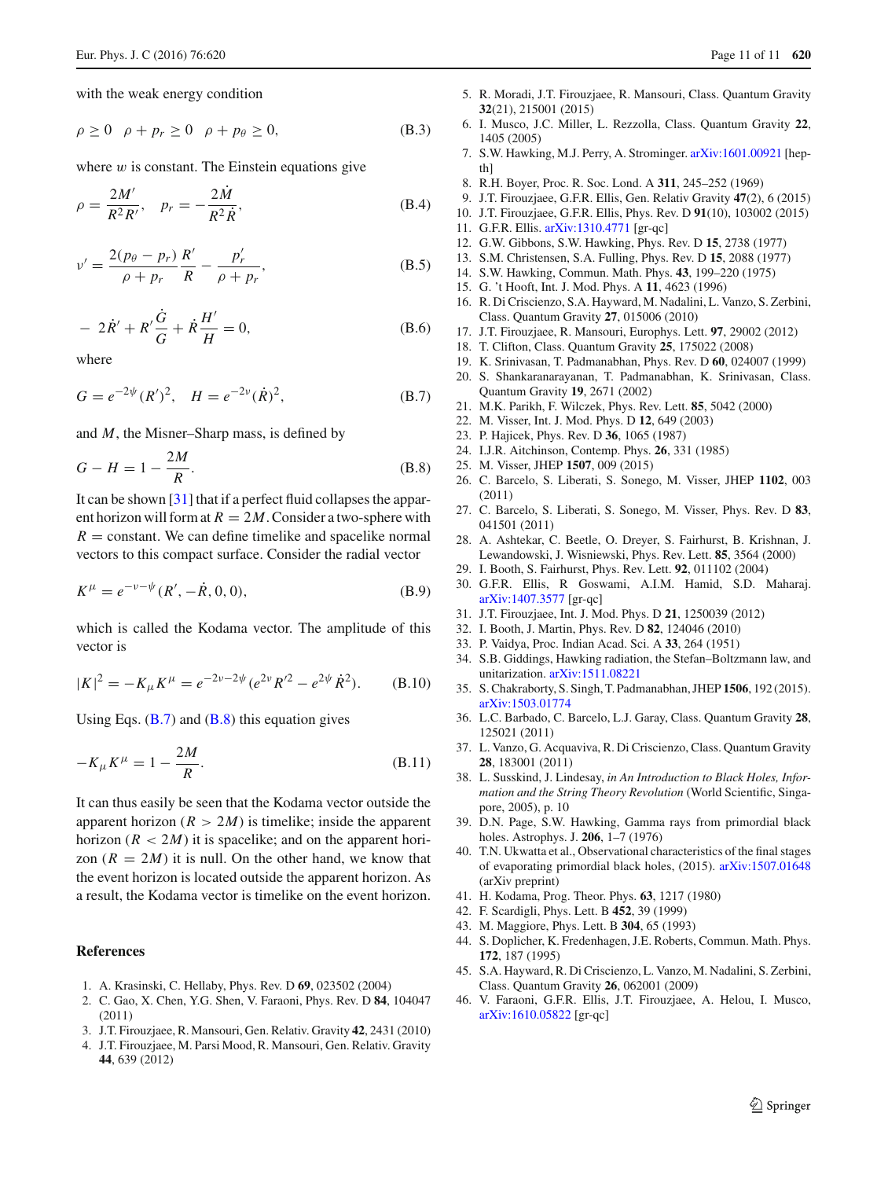with the weak energy condition

$$\rho \geq 0 \quad \rho + p_r \geq 0 \quad \rho + p_\theta \geq 0, \tag{B.3}$$

where $w$ is constant. The Einstein equations give

$$\rho = \frac{2M'}{R^2 R'}, \quad p_r = -\frac{2\dot{M}}{R^2 \dot{R}}, \tag{B.4}$$

$$\nu' = \frac{2(p_\theta - p_r)}{\rho + p_r} \frac{R'}{R} - \frac{p_r'}{\rho + p_r}, \tag{B.5}$$

$$-\ 2\dot{R}' + R' \frac{\dot{G}}{G} + \dot{R} \frac{H'}{H} = 0, \tag{B.6}$$

where

$$G = e^{-2\psi}(R')^2, \quad H = e^{-2\nu}(\dot{R})^2, \tag{B.7}$$

and $M$, the Misner–Sharp mass, is defined by

$$G - H = 1 - \frac{2M}{R}. \tag{B.8}$$

It can be shown [31] that if a perfect fluid collapses the apparent horizon will form at $R = 2M$. Consider a two-sphere with $R =$ constant. We can define timelike and spacelike normal vectors to this compact surface. Consider the radial vector

$$K^\mu = e^{-\nu-\psi}(R', -\dot{R}, 0, 0), \tag{B.9}$$

which is called the Kodama vector. The amplitude of this vector is

$$|K|^2 = -K_\mu K^\mu = e^{-2\nu-2\psi}(e^{2\nu} R'^2 - e^{2\psi} \dot{R}^2). \tag{B.10}$$

Using Eqs. (B.7) and (B.8) this equation gives

$$-K_\mu K^\mu = 1 - \frac{2M}{R}. \tag{B.11}$$

It can thus easily be seen that the Kodama vector outside the apparent horizon ($R > 2M$) is timelike; inside the apparent horizon ($R < 2M$) it is spacelike; and on the apparent horizon ($R = 2M$) it is null. On the other hand, we know that the event horizon is located outside the apparent horizon. As a result, the Kodama vector is timelike on the event horizon.

## References

1. A. Krasinski, C. Hellaby, Phys. Rev. D **69**, 023502 (2004)
2. C. Gao, X. Chen, Y.G. Shen, V. Faraoni, Phys. Rev. D **84**, 104047 (2011)
3. J.T. Firouzjaee, R. Mansouri, Gen. Relativ. Gravity **42**, 2431 (2010)
4. J.T. Firouzjaee, M. Parsi Mood, R. Mansouri, Gen. Relativ. Gravity **44**, 639 (2012)
5. R. Moradi, J.T. Firouzjaee, R. Mansouri, Class. Quantum Gravity **32**(21), 215001 (2015)
6. I. Musco, J.C. Miller, L. Rezzolla, Class. Quantum Gravity **22**, 1405 (2005)
7. S.W. Hawking, M.J. Perry, A. Strominger. arXiv:1601.00921 [hep-th]
8. R.H. Boyer, Proc. R. Soc. Lond. A **311**, 245–252 (1969)
9. J.T. Firouzjaee, G.F.R. Ellis, Gen. Relativ Gravity **47**(2), 6 (2015)
10. J.T. Firouzjaee, G.F.R. Ellis, Phys. Rev. D **91**(10), 103002 (2015)
11. G.F.R. Ellis. arXiv:1310.4771 [gr-qc]
12. G.W. Gibbons, S.W. Hawking, Phys. Rev. D **15**, 2738 (1977)
13. S.M. Christensen, S.A. Fulling, Phys. Rev. D **15**, 2088 (1977)
14. S.W. Hawking, Commun. Math. Phys. **43**, 199–220 (1975)
15. G. 't Hooft, Int. J. Mod. Phys. A **11**, 4623 (1996)
16. R. Di Criscienzo, S.A. Hayward, M. Nadalini, L. Vanzo, S. Zerbini, Class. Quantum Gravity **27**, 015006 (2010)
17. J.T. Firouzjaee, R. Mansouri, Europhys. Lett. **97**, 29002 (2012)
18. T. Clifton, Class. Quantum Gravity **25**, 175022 (2008)
19. K. Srinivasan, T. Padmanabhan, Phys. Rev. D **60**, 024007 (1999)
20. S. Shankaranarayanan, T. Padmanabhan, K. Srinivasan, Class. Quantum Gravity **19**, 2671 (2002)
21. M.K. Parikh, F. Wilczek, Phys. Rev. Lett. **85**, 5042 (2000)
22. M. Visser, Int. J. Mod. Phys. D **12**, 649 (2003)
23. P. Hajicek, Phys. Rev. D **36**, 1065 (1987)
24. I.J.R. Aitchinson, Contemp. Phys. **26**, 331 (1985)
25. M. Visser, JHEP **1507**, 009 (2015)
26. C. Barcelo, S. Liberati, S. Sonego, M. Visser, JHEP **1102**, 003 (2011)
27. C. Barcelo, S. Liberati, S. Sonego, M. Visser, Phys. Rev. D **83**, 041501 (2011)
28. A. Ashtekar, C. Beetle, O. Dreyer, S. Fairhurst, B. Krishnan, J. Lewandowski, J. Wisniewski, Phys. Rev. Lett. **85**, 3564 (2000)
29. I. Booth, S. Fairhurst, Phys. Rev. Lett. **92**, 011102 (2004)
30. G.F.R. Ellis, R Goswami, A.I.M. Hamid, S.D. Maharaj. arXiv:1407.3577 [gr-qc]
31. J.T. Firouzjaee, Int. J. Mod. Phys. D **21**, 1250039 (2012)
32. I. Booth, J. Martin, Phys. Rev. D **82**, 124046 (2010)
33. P. Vaidya, Proc. Indian Acad. Sci. A **33**, 264 (1951)
34. S.B. Giddings, Hawking radiation, the Stefan–Boltzmann law, and unitarization. arXiv:1511.08221
35. S. Chakraborty, S. Singh, T. Padmanabhan, JHEP **1506**, 192 (2015). arXiv:1503.01774
36. L.C. Barbado, C. Barcelo, L.J. Garay, Class. Quantum Gravity **28**, 125021 (2011)
37. L. Vanzo, G. Acquaviva, R. Di Criscienzo, Class. Quantum Gravity **28**, 183001 (2011)
38. L. Susskind, J. Lindesay, *in An Introduction to Black Holes, Information and the String Theory Revolution* (World Scientific, Singapore, 2005), p. 10
39. D.N. Page, S.W. Hawking, Gamma rays from primordial black holes. Astrophys. J. **206**, 1–7 (1976)
40. T.N. Ukwatta et al., Observational characteristics of the final stages of evaporating primordial black holes, (2015). arXiv:1507.01648 (arXiv preprint)
41. H. Kodama, Prog. Theor. Phys. **63**, 1217 (1980)
42. F. Scardigli, Phys. Lett. B **452**, 39 (1999)
43. M. Maggiore, Phys. Lett. B **304**, 65 (1993)
44. S. Doplicher, K. Fredenhagen, J.E. Roberts, Commun. Math. Phys. **172**, 187 (1995)
45. S.A. Hayward, R. Di Criscienzo, L. Vanzo, M. Nadalini, S. Zerbini, Class. Quantum Gravity **26**, 062001 (2009)
46. V. Faraoni, G.F.R. Ellis, J.T. Firouzjaee, A. Helou, I. Musco, arXiv:1610.05822 [gr-qc]